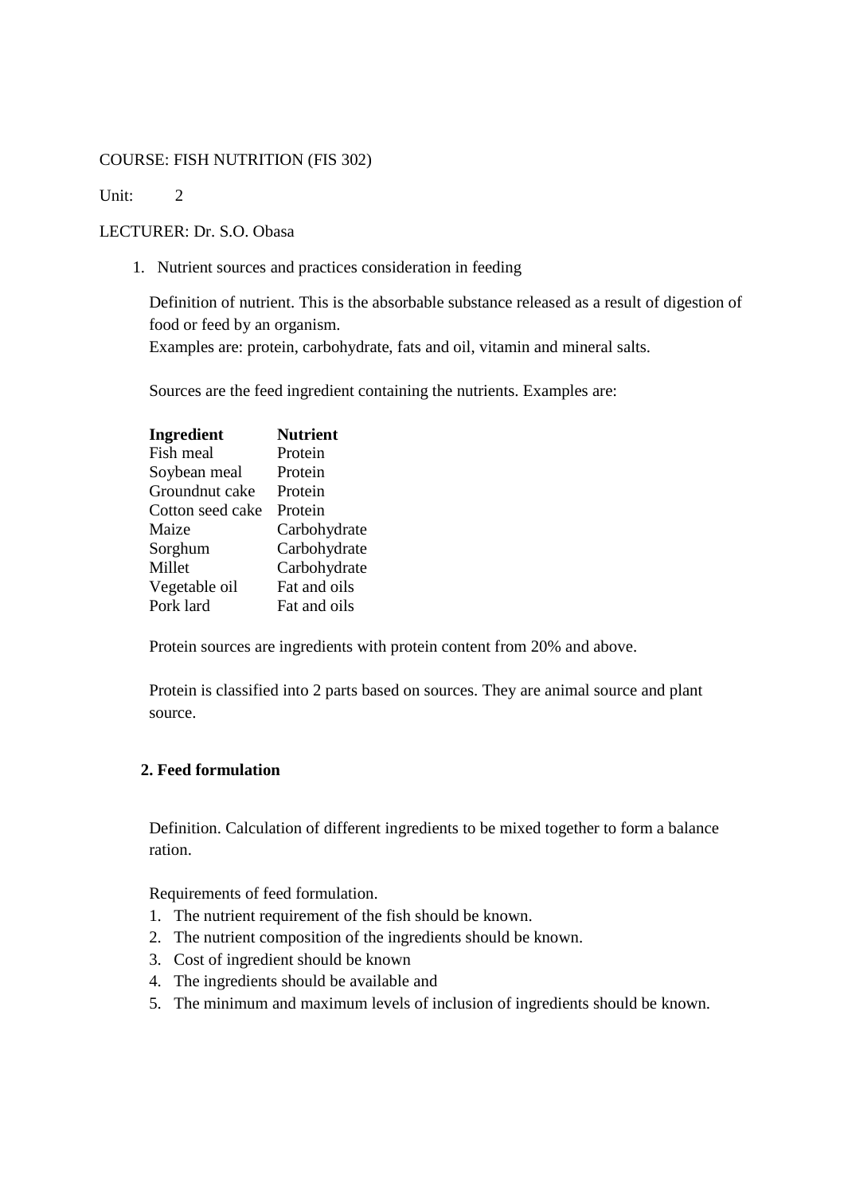COURSE: FISH NUTRITION (FIS 302)

Unit: 2

LECTURER: Dr. S.O. Obasa

1. Nutrient sources and practices consideration in feeding

   Definition of nutrient. This is the absorbable substance released as a result of digestion of food or feed by an organism.
   Examples are: protein, carbohydrate, fats and oil, vitamin and mineral salts.

   Sources are the feed ingredient containing the nutrients. Examples are:

| Ingredient | Nutrient |
|---|---|
| Fish meal | Protein |
| Soybean meal | Protein |
| Groundnut cake | Protein |
| Cotton seed cake | Protein |
| Maize | Carbohydrate |
| Sorghum | Carbohydrate |
| Millet | Carbohydrate |
| Vegetable oil | Fat and oils |
| Pork lard | Fat and oils |

   Protein sources are ingredients with protein content from 20% and above.

   Protein is classified into 2 parts based on sources. They are animal source and plant source.

## 2. Feed formulation

Definition. Calculation of different ingredients to be mixed together to form a balance ration.

Requirements of feed formulation.

1. The nutrient requirement of the fish should be known.
2. The nutrient composition of the ingredients should be known.
3. Cost of ingredient should be known
4. The ingredients should be available and
5. The minimum and maximum levels of inclusion of ingredients should be known.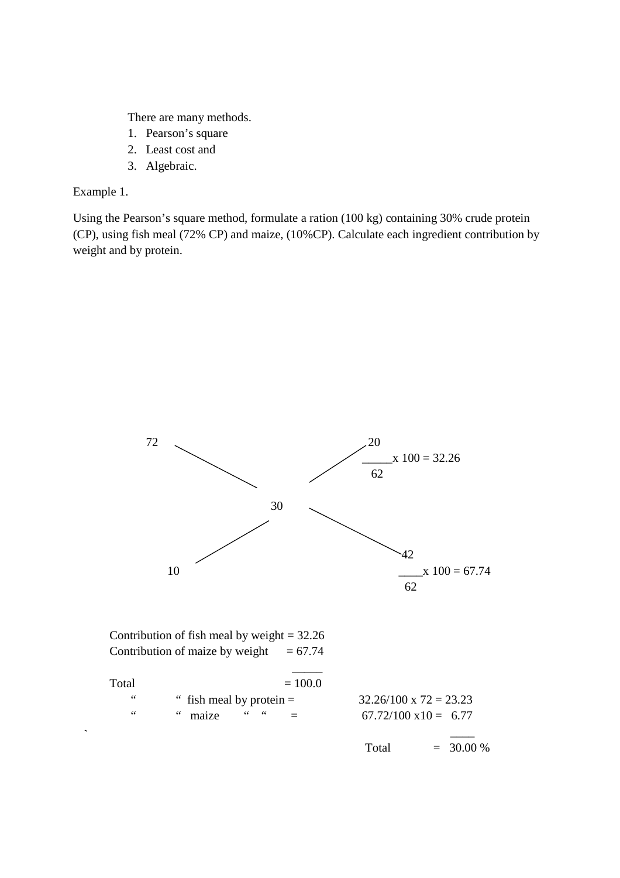There are many methods.

1. Pearson's square
2. Least cost and
3. Algebraic.

Example 1.

Using the Pearson's square method, formulate a ration (100 kg) containing 30% crude protein (CP), using fish meal (72% CP) and maize, (10%CP). Calculate each ingredient contribution by weight and by protein.

```
72                                 20
                                   ____ x 100 = 32.26
                                    62

              30

10                                  42
                                   ____ x 100 = 67.74
                                    62
```

$$\frac{20}{62} \times 100 = 32.26$$

$$\frac{42}{62} \times 100 = 67.74$$

Contribution of fish meal by weight = 32.26

Contribution of maize by weight = 67.74

Total = 100.0

" " fish meal by protein = 32.26/100 x 72 = 23.23

" " maize " " = 67.72/100 x10 = 6.77

Total = 30.00 %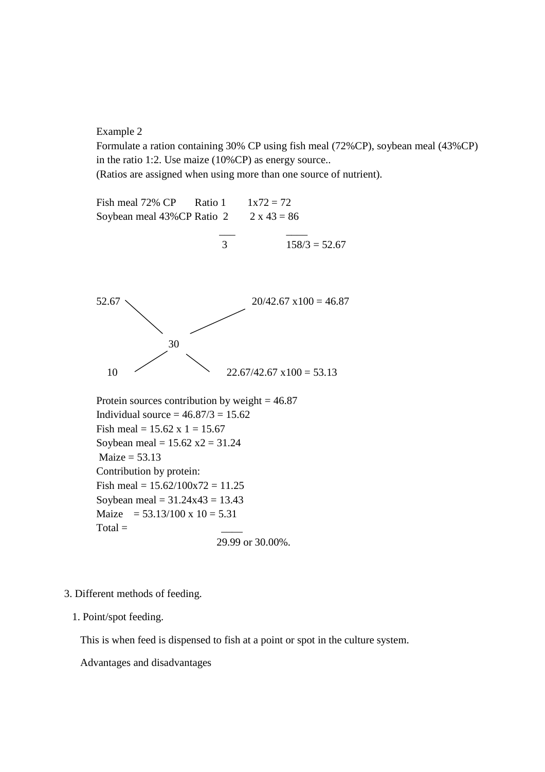Example 2

Formulate a ration containing 30% CP using fish meal (72%CP), soybean meal (43%CP) in the ratio 1:2. Use maize (10%CP) as energy source..

(Ratios are assigned when using more than one source of nutrient).

```
Fish meal 72% CP       Ratio 1      1x72 = 72
Soybean meal 43%CP Ratio  2      2 x 43 = 86
                          ___              ____
                           3               158/3 = 52.67
```

```
52.67 \                        / 20/42.67 x100 = 46.87
       \                      /
           30
       /                      \
   10 /                        \ 22.67/42.67 x100 = 53.13
```

Protein sources contribution by weight = 46.87

Individual source = 46.87/3 = 15.62

Fish meal = 15.62 x 1 = 15.67

Soybean meal = 15.62 x2 = 31.24

Maize = 53.13

Contribution by protein:

Fish meal = 15.62/100x72 = 11.25

Soybean meal = 31.24x43 = 13.43

Maize = 53.13/100 x 10 = 5.31

Total = ____ 29.99 or 30.00%.

3. Different methods of feeding.

1. Point/spot feeding.

This is when feed is dispensed to fish at a point or spot in the culture system.

Advantages and disadvantages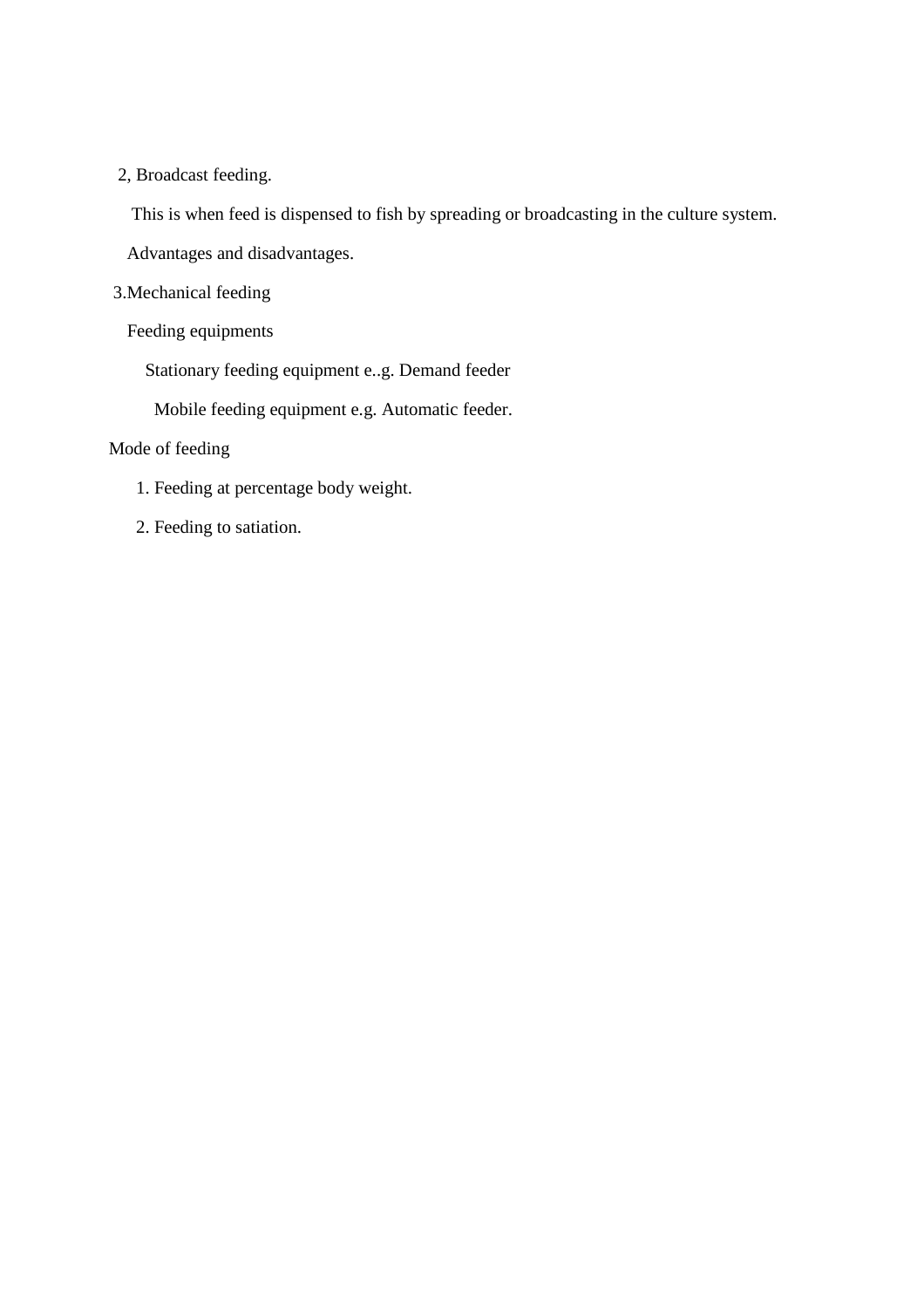2, Broadcast feeding.

This is when feed is dispensed to fish by spreading or broadcasting in the culture system.

Advantages and disadvantages.

3.Mechanical feeding

Feeding equipments

Stationary feeding equipment e..g. Demand feeder

Mobile feeding equipment e.g. Automatic feeder.

Mode of feeding

1. Feeding at percentage body weight.
2. Feeding to satiation.